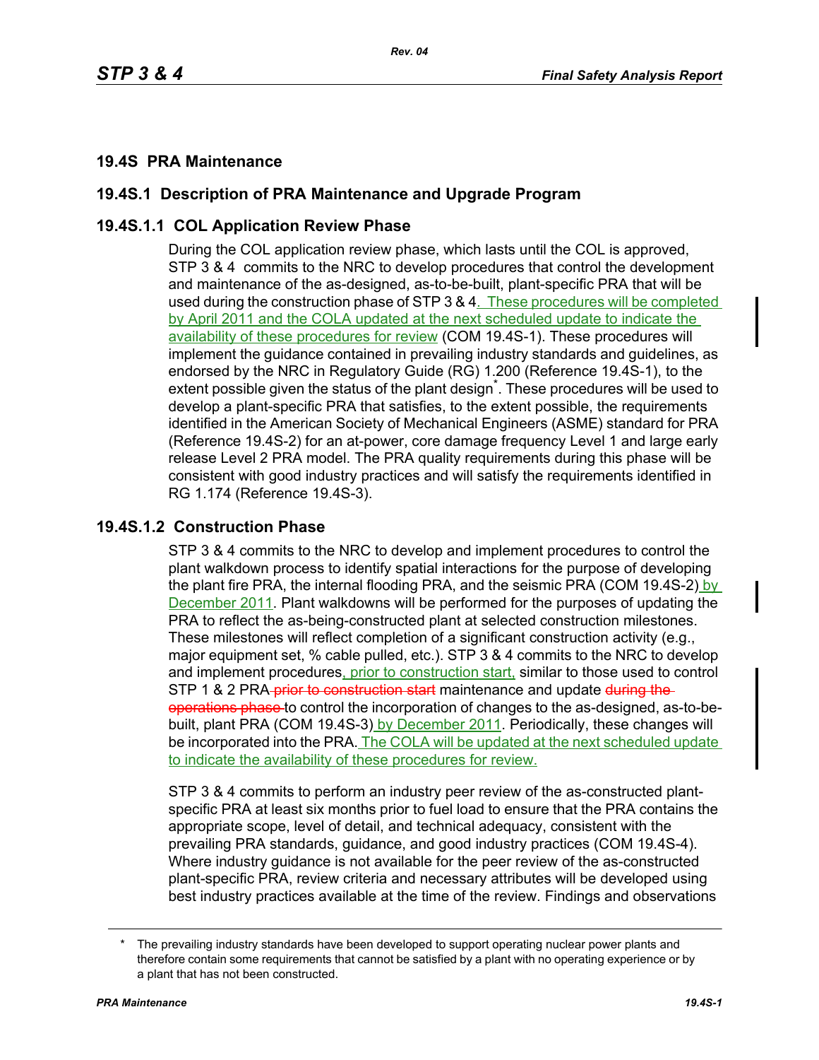## 19.4S PRA Maintenance

## 19.4S.1 Description of PRA Maintenance and Upgrade Program

### 19.4S.1.1 COL Application Review Phase

During the COL application review phase, which lasts until the COL is approved, STP 3 & 4 commits to the NRC to develop procedures that control the development and maintenance of the as-designed, as-to-be-built, plant-specific PRA that will be used during the construction phase of STP 3 & 4. These procedures will be completed by April 2011 and the COLA updated at the next scheduled update to indicate the availability of these procedures for review (COM 19.4S-1). These procedures will implement the guidance contained in prevailing industry standards and guidelines, as endorsed by the NRC in Regulatory Guide (RG) 1.200 (Reference 19.4S-1), to the extent possible given the status of the plant design*. These procedures will be used to develop a plant-specific PRA that satisfies, to the extent possible, the requirements identified in the American Society of Mechanical Engineers (ASME) standard for PRA (Reference 19.4S-2) for an at-power, core damage frequency Level 1 and large early release Level 2 PRA model. The PRA quality requirements during this phase will be consistent with good industry practices and will satisfy the requirements identified in RG 1.174 (Reference 19.4S-3).

### 19.4S.1.2 Construction Phase

STP 3 & 4 commits to the NRC to develop and implement procedures to control the plant walkdown process to identify spatial interactions for the purpose of developing the plant fire PRA, the internal flooding PRA, and the seismic PRA (COM 19.4S-2) by December 2011. Plant walkdowns will be performed for the purposes of updating the PRA to reflect the as-being-constructed plant at selected construction milestones. These milestones will reflect completion of a significant construction activity (e.g., major equipment set, % cable pulled, etc.). STP 3 & 4 commits to the NRC to develop and implement procedures, prior to construction start, similar to those used to control STP 1 & 2 PRA ~~prior to construction start~~ maintenance and update ~~during the operations phase~~ to control the incorporation of changes to the as-designed, as-to-be-built, plant PRA (COM 19.4S-3) by December 2011. Periodically, these changes will be incorporated into the PRA. The COLA will be updated at the next scheduled update to indicate the availability of these procedures for review.

STP 3 & 4 commits to perform an industry peer review of the as-constructed plant-specific PRA at least six months prior to fuel load to ensure that the PRA contains the appropriate scope, level of detail, and technical adequacy, consistent with the prevailing PRA standards, guidance, and good industry practices (COM 19.4S-4). Where industry guidance is not available for the peer review of the as-constructed plant-specific PRA, review criteria and necessary attributes will be developed using best industry practices available at the time of the review. Findings and observations

---

\* The prevailing industry standards have been developed to support operating nuclear power plants and therefore contain some requirements that cannot be satisfied by a plant with no operating experience or by a plant that has not been constructed.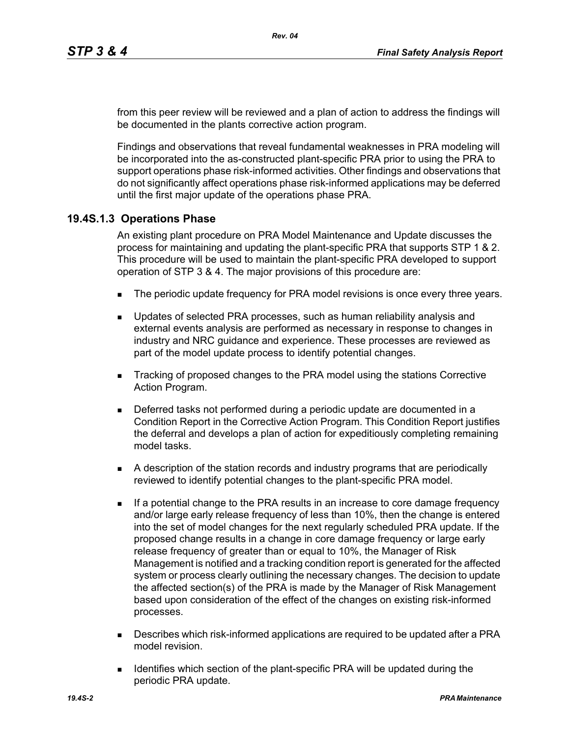from this peer review will be reviewed and a plan of action to address the findings will be documented in the plants corrective action program.

Findings and observations that reveal fundamental weaknesses in PRA modeling will be incorporated into the as-constructed plant-specific PRA prior to using the PRA to support operations phase risk-informed activities. Other findings and observations that do not significantly affect operations phase risk-informed applications may be deferred until the first major update of the operations phase PRA.

### 19.4S.1.3 Operations Phase

An existing plant procedure on PRA Model Maintenance and Update discusses the process for maintaining and updating the plant-specific PRA that supports STP 1 & 2. This procedure will be used to maintain the plant-specific PRA developed to support operation of STP 3 & 4. The major provisions of this procedure are:

- The periodic update frequency for PRA model revisions is once every three years.
- Updates of selected PRA processes, such as human reliability analysis and external events analysis are performed as necessary in response to changes in industry and NRC guidance and experience. These processes are reviewed as part of the model update process to identify potential changes.
- Tracking of proposed changes to the PRA model using the stations Corrective Action Program.
- Deferred tasks not performed during a periodic update are documented in a Condition Report in the Corrective Action Program. This Condition Report justifies the deferral and develops a plan of action for expeditiously completing remaining model tasks.
- A description of the station records and industry programs that are periodically reviewed to identify potential changes to the plant-specific PRA model.
- If a potential change to the PRA results in an increase to core damage frequency and/or large early release frequency of less than 10%, then the change is entered into the set of model changes for the next regularly scheduled PRA update. If the proposed change results in a change in core damage frequency or large early release frequency of greater than or equal to 10%, the Manager of Risk Management is notified and a tracking condition report is generated for the affected system or process clearly outlining the necessary changes. The decision to update the affected section(s) of the PRA is made by the Manager of Risk Management based upon consideration of the effect of the changes on existing risk-informed processes.
- Describes which risk-informed applications are required to be updated after a PRA model revision.
- Identifies which section of the plant-specific PRA will be updated during the periodic PRA update.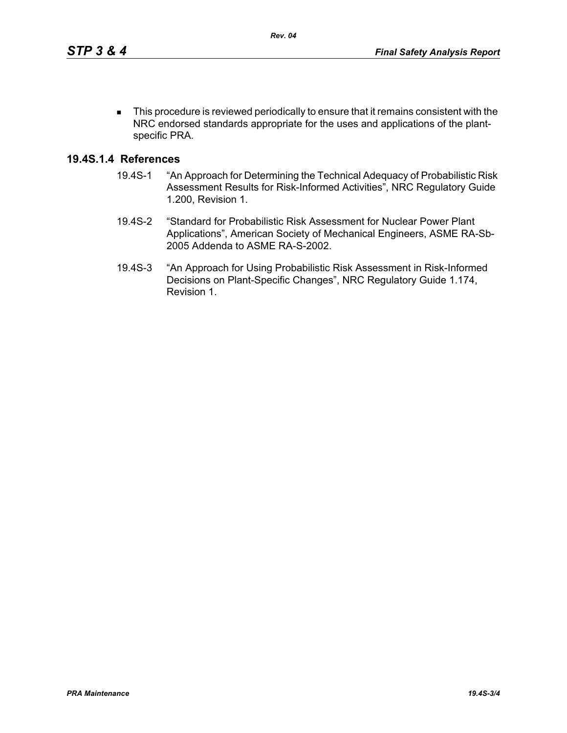- This procedure is reviewed periodically to ensure that it remains consistent with the NRC endorsed standards appropriate for the uses and applications of the plant-specific PRA.

## 19.4S.1.4 References

19.4S-1 "An Approach for Determining the Technical Adequacy of Probabilistic Risk Assessment Results for Risk-Informed Activities", NRC Regulatory Guide 1.200, Revision 1.

19.4S-2 "Standard for Probabilistic Risk Assessment for Nuclear Power Plant Applications", American Society of Mechanical Engineers, ASME RA-Sb-2005 Addenda to ASME RA-S-2002.

19.4S-3 "An Approach for Using Probabilistic Risk Assessment in Risk-Informed Decisions on Plant-Specific Changes", NRC Regulatory Guide 1.174, Revision 1.